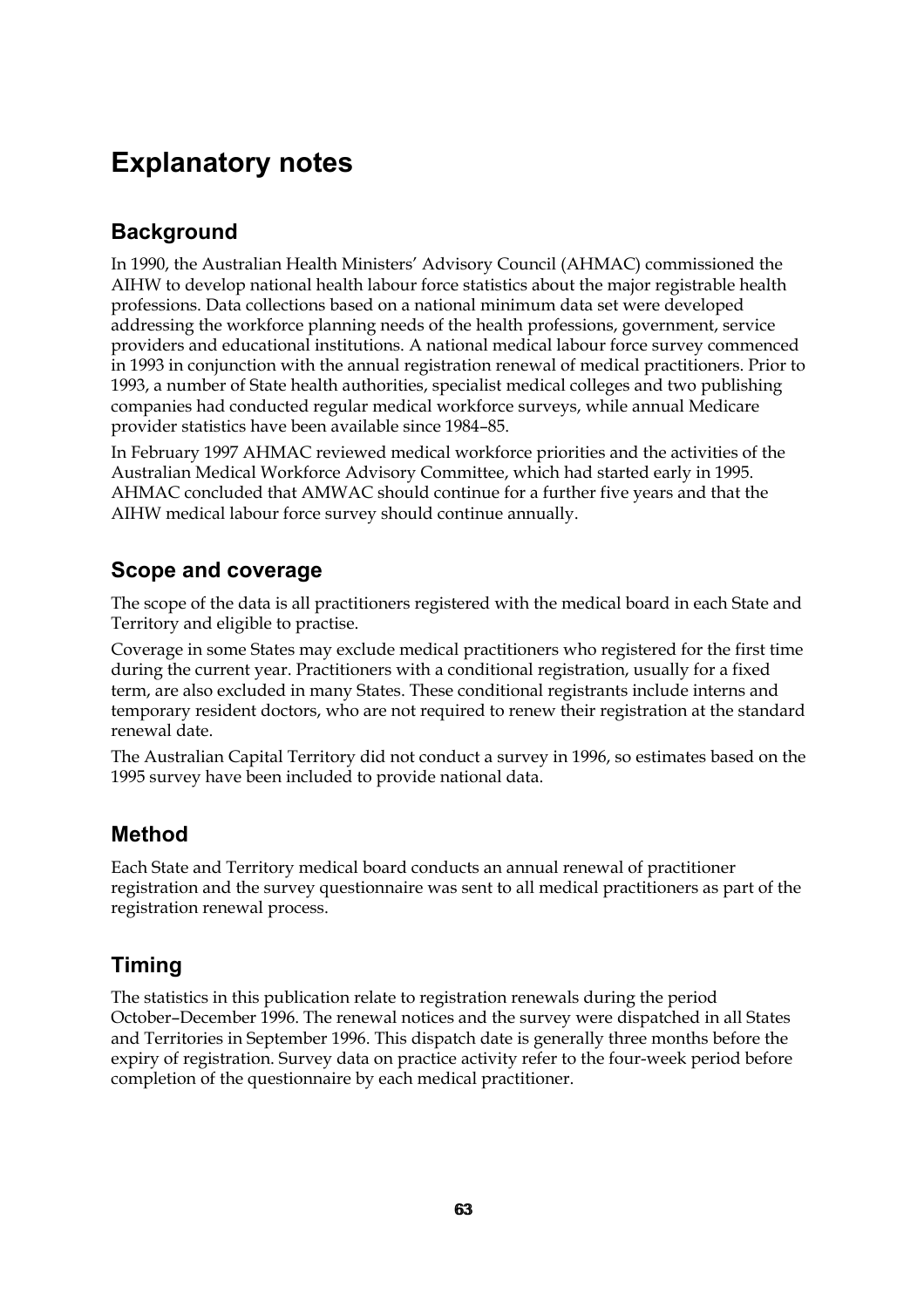# Explanatory notes

## Background

In 1990, the Australian Health Ministers' Advisory Council (AHMAC) commissioned the AIHW to develop national health labour force statistics about the major registrable health professions. Data collections based on a national minimum data set were developed addressing the workforce planning needs of the health professions, government, service providers and educational institutions. A national medical labour force survey commenced in 1993 in conjunction with the annual registration renewal of medical practitioners. Prior to 1993, a number of State health authorities, specialist medical colleges and two publishing companies had conducted regular medical workforce surveys, while annual Medicare provider statistics have been available since 1984–85.

In February 1997 AHMAC reviewed medical workforce priorities and the activities of the Australian Medical Workforce Advisory Committee, which had started early in 1995. AHMAC concluded that AMWAC should continue for a further five years and that the AIHW medical labour force survey should continue annually.

## Scope and coverage

The scope of the data is all practitioners registered with the medical board in each State and Territory and eligible to practise.

Coverage in some States may exclude medical practitioners who registered for the first time during the current year. Practitioners with a conditional registration, usually for a fixed term, are also excluded in many States. These conditional registrants include interns and temporary resident doctors, who are not required to renew their registration at the standard renewal date.

The Australian Capital Territory did not conduct a survey in 1996, so estimates based on the 1995 survey have been included to provide national data.

## Method

Each State and Territory medical board conducts an annual renewal of practitioner registration and the survey questionnaire was sent to all medical practitioners as part of the registration renewal process.

## Timing

The statistics in this publication relate to registration renewals during the period October–December 1996. The renewal notices and the survey were dispatched in all States and Territories in September 1996. This dispatch date is generally three months before the expiry of registration. Survey data on practice activity refer to the four-week period before completion of the questionnaire by each medical practitioner.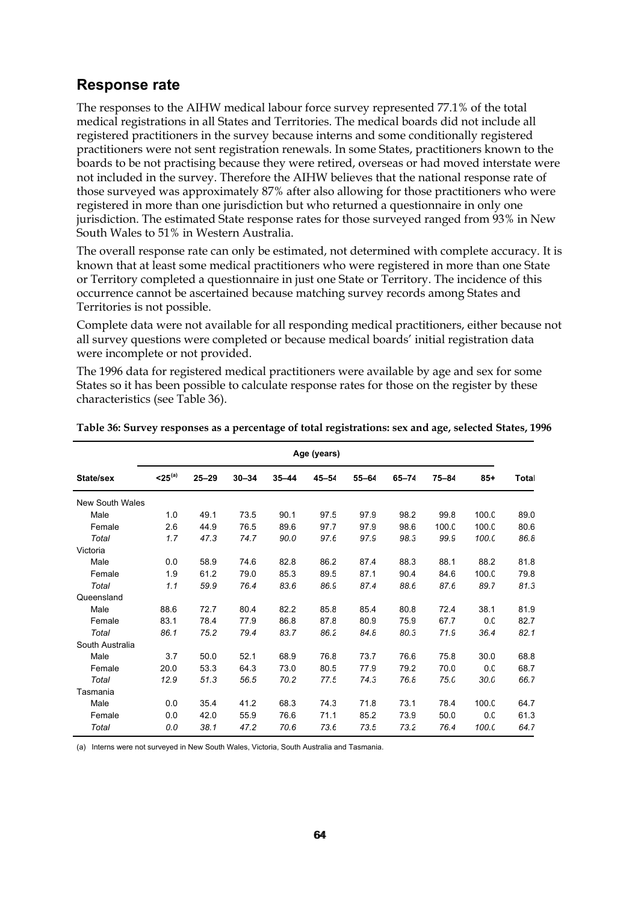## Response rate

The responses to the AIHW medical labour force survey represented 77.1% of the total medical registrations in all States and Territories. The medical boards did not include all registered practitioners in the survey because interns and some conditionally registered practitioners were not sent registration renewals. In some States, practitioners known to the boards to be not practising because they were retired, overseas or had moved interstate were not included in the survey. Therefore the AIHW believes that the national response rate of those surveyed was approximately 87% after also allowing for those practitioners who were registered in more than one jurisdiction but who returned a questionnaire in only one jurisdiction. The estimated State response rates for those surveyed ranged from 93% in New South Wales to 51% in Western Australia.

The overall response rate can only be estimated, not determined with complete accuracy. It is known that at least some medical practitioners who were registered in more than one State or Territory completed a questionnaire in just one State or Territory. The incidence of this occurrence cannot be ascertained because matching survey records among States and Territories is not possible.

Complete data were not available for all responding medical practitioners, either because not all survey questions were completed or because medical boards' initial registration data were incomplete or not provided.

The 1996 data for registered medical practitioners were available by age and sex for some States so it has been possible to calculate response rates for those on the register by these characteristics (see Table 36).

**Table 36: Survey responses as a percentage of total registrations: sex and age, selected States, 1996**

| | Age (years) | | | | | | | | | |
|---|---|---|---|---|---|---|---|---|---|---|
| State/sex | <25[(a)] | 25–29 | 30–34 | 35–44 | 45–54 | 55–64 | 65–74 | 75–84 | 85+ | Total |
| New South Wales | | | | | | | | | | |
| Male | 1.0 | 49.1 | 73.5 | 90.1 | 97.5 | 97.9 | 98.2 | 99.8 | 100.0 | 89.0 |
| Female | 2.6 | 44.9 | 76.5 | 89.6 | 97.7 | 97.9 | 98.6 | 100.0 | 100.0 | 80.6 |
| *Total* | *1.7* | *47.3* | *74.7* | *90.0* | *97.6* | *97.9* | *98.3* | *99.9* | *100.0* | *86.8* |
| Victoria | | | | | | | | | | |
| Male | 0.0 | 58.9 | 74.6 | 82.8 | 86.2 | 87.4 | 88.3 | 88.1 | 88.2 | 81.8 |
| Female | 1.9 | 61.2 | 79.0 | 85.3 | 89.5 | 87.1 | 90.4 | 84.6 | 100.0 | 79.8 |
| *Total* | *1.1* | *59.9* | *76.4* | *83.6* | *86.9* | *87.4* | *88.6* | *87.6* | *89.7* | *81.3* |
| Queensland | | | | | | | | | | |
| Male | 88.6 | 72.7 | 80.4 | 82.2 | 85.8 | 85.4 | 80.8 | 72.4 | 38.1 | 81.9 |
| Female | 83.1 | 78.4 | 77.9 | 86.8 | 87.8 | 80.9 | 75.9 | 67.7 | 0.0 | 82.7 |
| *Total* | *86.1* | *75.2* | *79.4* | *83.7* | *86.2* | *84.8* | *80.3* | *71.9* | *36.4* | *82.1* |
| South Australia | | | | | | | | | | |
| Male | 3.7 | 50.0 | 52.1 | 68.9 | 76.8 | 73.7 | 76.6 | 75.8 | 30.0 | 68.8 |
| Female | 20.0 | 53.3 | 64.3 | 73.0 | 80.5 | 77.9 | 79.2 | 70.0 | 0.0 | 68.7 |
| *Total* | *12.9* | *51.3* | *56.5* | *70.2* | *77.5* | *74.3* | *76.8* | *75.0* | *30.0* | *66.7* |
| Tasmania | | | | | | | | | | |
| Male | 0.0 | 35.4 | 41.2 | 68.3 | 74.3 | 71.8 | 73.1 | 78.4 | 100.0 | 64.7 |
| Female | 0.0 | 42.0 | 55.9 | 76.6 | 71.1 | 85.2 | 73.9 | 50.0 | 0.0 | 61.3 |
| *Total* | *0.0* | *38.1* | *47.2* | *70.6* | *73.6* | *73.5* | *73.2* | *76.4* | *100.0* | *64.7* |

(a) Interns were not surveyed in New South Wales, Victoria, South Australia and Tasmania.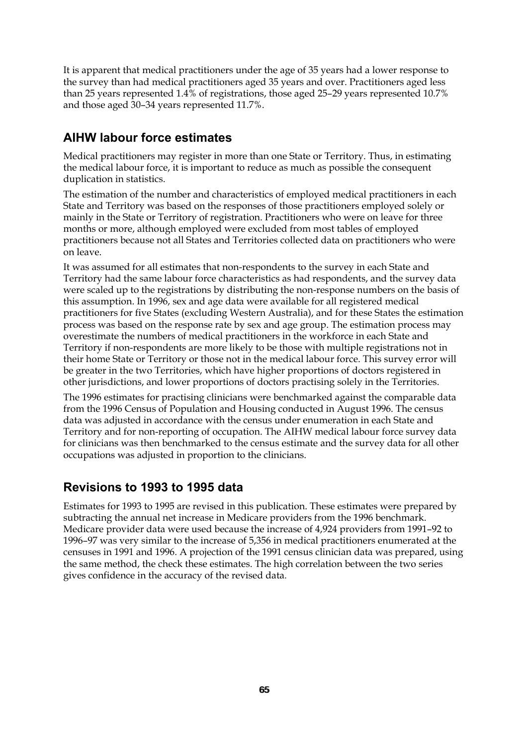It is apparent that medical practitioners under the age of 35 years had a lower response to the survey than had medical practitioners aged 35 years and over. Practitioners aged less than 25 years represented 1.4% of registrations, those aged 25–29 years represented 10.7% and those aged 30–34 years represented 11.7%.

## AIHW labour force estimates

Medical practitioners may register in more than one State or Territory. Thus, in estimating the medical labour force, it is important to reduce as much as possible the consequent duplication in statistics.

The estimation of the number and characteristics of employed medical practitioners in each State and Territory was based on the responses of those practitioners employed solely or mainly in the State or Territory of registration. Practitioners who were on leave for three months or more, although employed were excluded from most tables of employed practitioners because not all States and Territories collected data on practitioners who were on leave.

It was assumed for all estimates that non-respondents to the survey in each State and Territory had the same labour force characteristics as had respondents, and the survey data were scaled up to the registrations by distributing the non-response numbers on the basis of this assumption. In 1996, sex and age data were available for all registered medical practitioners for five States (excluding Western Australia), and for these States the estimation process was based on the response rate by sex and age group. The estimation process may overestimate the numbers of medical practitioners in the workforce in each State and Territory if non-respondents are more likely to be those with multiple registrations not in their home State or Territory or those not in the medical labour force. This survey error will be greater in the two Territories, which have higher proportions of doctors registered in other jurisdictions, and lower proportions of doctors practising solely in the Territories.

The 1996 estimates for practising clinicians were benchmarked against the comparable data from the 1996 Census of Population and Housing conducted in August 1996. The census data was adjusted in accordance with the census under enumeration in each State and Territory and for non-reporting of occupation. The AIHW medical labour force survey data for clinicians was then benchmarked to the census estimate and the survey data for all other occupations was adjusted in proportion to the clinicians.

## Revisions to 1993 to 1995 data

Estimates for 1993 to 1995 are revised in this publication. These estimates were prepared by subtracting the annual net increase in Medicare providers from the 1996 benchmark. Medicare provider data were used because the increase of 4,924 providers from 1991–92 to 1996–97 was very similar to the increase of 5,356 in medical practitioners enumerated at the censuses in 1991 and 1996. A projection of the 1991 census clinician data was prepared, using the same method, the check these estimates. The high correlation between the two series gives confidence in the accuracy of the revised data.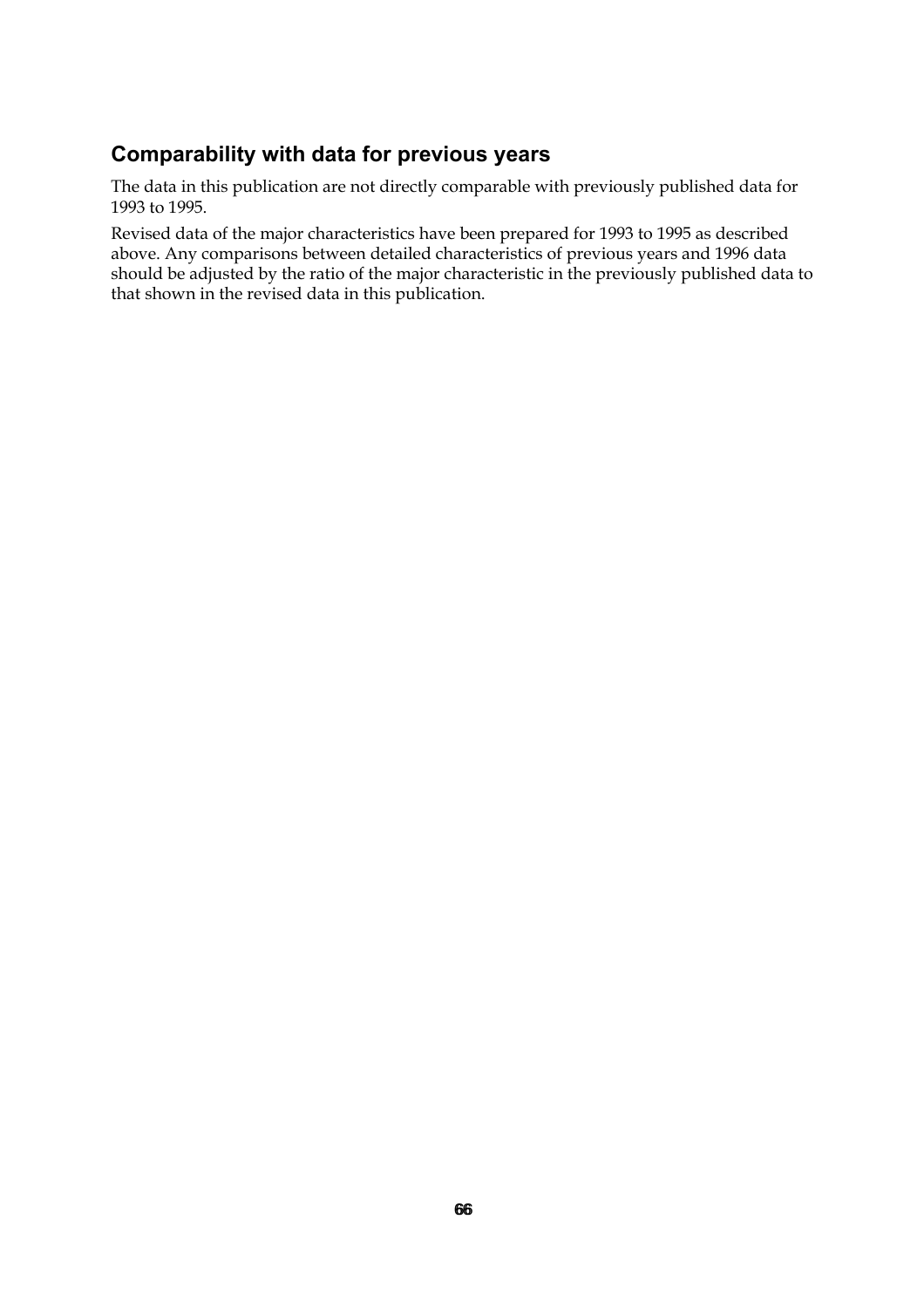## Comparability with data for previous years

The data in this publication are not directly comparable with previously published data for 1993 to 1995.

Revised data of the major characteristics have been prepared for 1993 to 1995 as described above. Any comparisons between detailed characteristics of previous years and 1996 data should be adjusted by the ratio of the major characteristic in the previously published data to that shown in the revised data in this publication.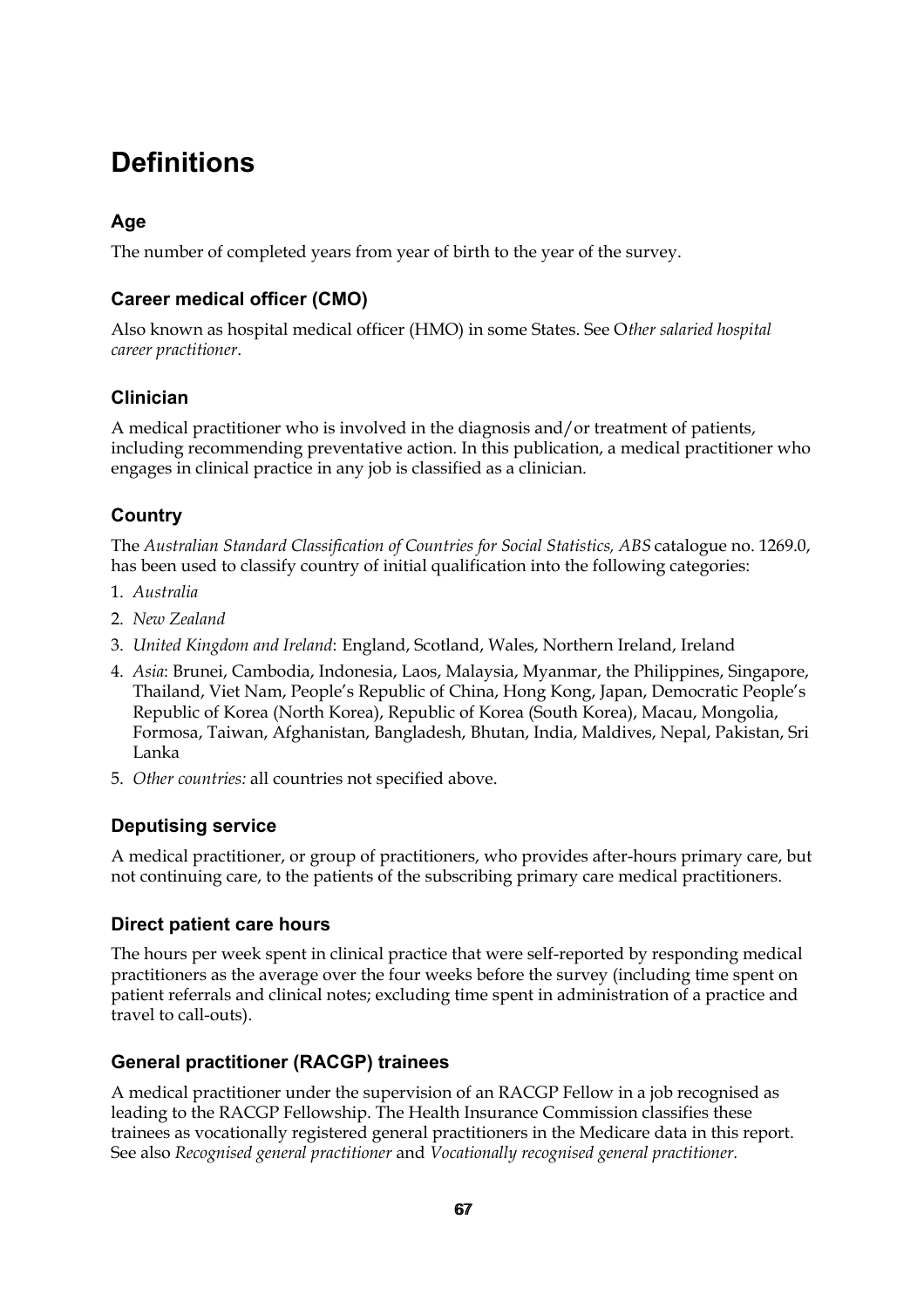# Definitions

## Age

The number of completed years from year of birth to the year of the survey.

## Career medical officer (CMO)

Also known as hospital medical officer (HMO) in some States. See O*ther salaried hospital career practitioner*.

## Clinician

A medical practitioner who is involved in the diagnosis and/or treatment of patients, including recommending preventative action. In this publication, a medical practitioner who engages in clinical practice in any job is classified as a clinician.

## Country

The *Australian Standard Classification of Countries for Social Statistics, ABS* catalogue no. 1269.0, has been used to classify country of initial qualification into the following categories:

1. *Australia*
2. *New Zealand*
3. *United Kingdom and Ireland*: England, Scotland, Wales, Northern Ireland, Ireland
4. *Asia*: Brunei, Cambodia, Indonesia, Laos, Malaysia, Myanmar, the Philippines, Singapore, Thailand, Viet Nam, People's Republic of China, Hong Kong, Japan, Democratic People's Republic of Korea (North Korea), Republic of Korea (South Korea), Macau, Mongolia, Formosa, Taiwan, Afghanistan, Bangladesh, Bhutan, India, Maldives, Nepal, Pakistan, Sri Lanka
5. *Other countries:* all countries not specified above.

## Deputising service

A medical practitioner, or group of practitioners, who provides after-hours primary care, but not continuing care, to the patients of the subscribing primary care medical practitioners.

## Direct patient care hours

The hours per week spent in clinical practice that were self-reported by responding medical practitioners as the average over the four weeks before the survey (including time spent on patient referrals and clinical notes; excluding time spent in administration of a practice and travel to call-outs).

## General practitioner (RACGP) trainees

A medical practitioner under the supervision of an RACGP Fellow in a job recognised as leading to the RACGP Fellowship. The Health Insurance Commission classifies these trainees as vocationally registered general practitioners in the Medicare data in this report. See also *Recognised general practitioner* and *Vocationally recognised general practitioner*.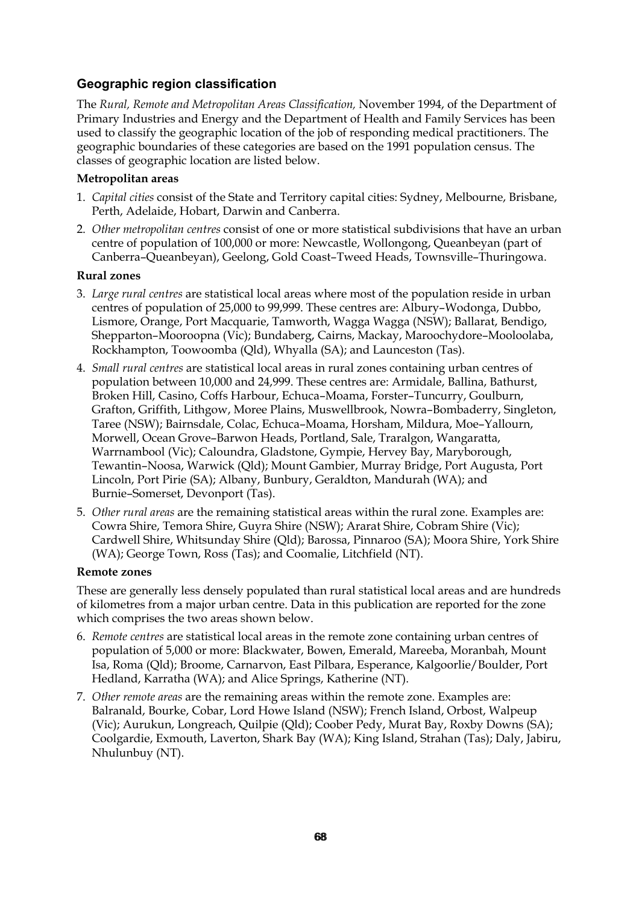## Geographic region classification

The *Rural, Remote and Metropolitan Areas Classification,* November 1994, of the Department of Primary Industries and Energy and the Department of Health and Family Services has been used to classify the geographic location of the job of responding medical practitioners. The geographic boundaries of these categories are based on the 1991 population census. The classes of geographic location are listed below.

**Metropolitan areas**

1. *Capital cities* consist of the State and Territory capital cities: Sydney, Melbourne, Brisbane, Perth, Adelaide, Hobart, Darwin and Canberra.
2. *Other metropolitan centres* consist of one or more statistical subdivisions that have an urban centre of population of 100,000 or more: Newcastle, Wollongong, Queanbeyan (part of Canberra–Queanbeyan), Geelong, Gold Coast–Tweed Heads, Townsville–Thuringowa.

**Rural zones**

3. *Large rural centres* are statistical local areas where most of the population reside in urban centres of population of 25,000 to 99,999. These centres are: Albury–Wodonga, Dubbo, Lismore, Orange, Port Macquarie, Tamworth, Wagga Wagga (NSW); Ballarat, Bendigo, Shepparton–Mooroopna (Vic); Bundaberg, Cairns, Mackay, Maroochydore–Mooloolaba, Rockhampton, Toowoomba (Qld), Whyalla (SA); and Launceston (Tas).
4. *Small rural centres* are statistical local areas in rural zones containing urban centres of population between 10,000 and 24,999. These centres are: Armidale, Ballina, Bathurst, Broken Hill, Casino, Coffs Harbour, Echuca–Moama, Forster–Tuncurry, Goulburn, Grafton, Griffith, Lithgow, Moree Plains, Muswellbrook, Nowra–Bombaderry, Singleton, Taree (NSW); Bairnsdale, Colac, Echuca–Moama, Horsham, Mildura, Moe–Yallourn, Morwell, Ocean Grove–Barwon Heads, Portland, Sale, Traralgon, Wangaratta, Warrnambool (Vic); Caloundra, Gladstone, Gympie, Hervey Bay, Maryborough, Tewantin–Noosa, Warwick (Qld); Mount Gambier, Murray Bridge, Port Augusta, Port Lincoln, Port Pirie (SA); Albany, Bunbury, Geraldton, Mandurah (WA); and Burnie–Somerset, Devonport (Tas).
5. *Other rural areas* are the remaining statistical areas within the rural zone. Examples are: Cowra Shire, Temora Shire, Guyra Shire (NSW); Ararat Shire, Cobram Shire (Vic); Cardwell Shire, Whitsunday Shire (Qld); Barossa, Pinnaroo (SA); Moora Shire, York Shire (WA); George Town, Ross (Tas); and Coomalie, Litchfield (NT).

**Remote zones**

These are generally less densely populated than rural statistical local areas and are hundreds of kilometres from a major urban centre. Data in this publication are reported for the zone which comprises the two areas shown below.

6. *Remote centres* are statistical local areas in the remote zone containing urban centres of population of 5,000 or more: Blackwater, Bowen, Emerald, Mareeba, Moranbah, Mount Isa, Roma (Qld); Broome, Carnarvon, East Pilbara, Esperance, Kalgoorlie/Boulder, Port Hedland, Karratha (WA); and Alice Springs, Katherine (NT).
7. *Other remote areas* are the remaining areas within the remote zone. Examples are: Balranald, Bourke, Cobar, Lord Howe Island (NSW); French Island, Orbost, Walpeup (Vic); Aurukun, Longreach, Quilpie (Qld); Coober Pedy, Murat Bay, Roxby Downs (SA); Coolgardie, Exmouth, Laverton, Shark Bay (WA); King Island, Strahan (Tas); Daly, Jabiru, Nhulunbuy (NT).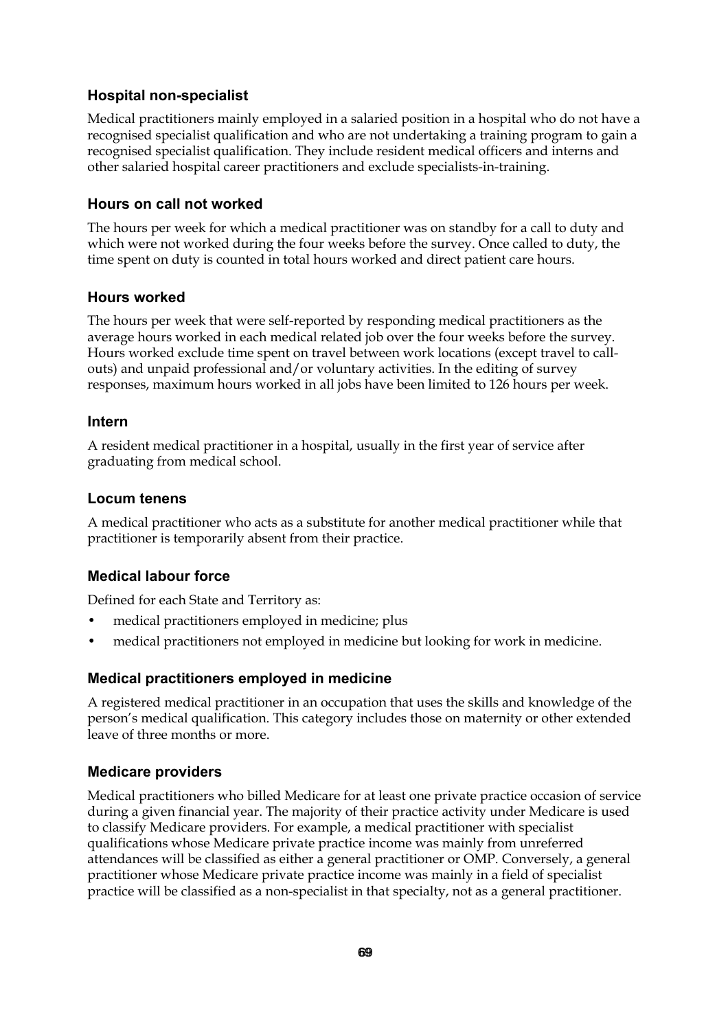### Hospital non-specialist

Medical practitioners mainly employed in a salaried position in a hospital who do not have a recognised specialist qualification and who are not undertaking a training program to gain a recognised specialist qualification. They include resident medical officers and interns and other salaried hospital career practitioners and exclude specialists-in-training.

### Hours on call not worked

The hours per week for which a medical practitioner was on standby for a call to duty and which were not worked during the four weeks before the survey. Once called to duty, the time spent on duty is counted in total hours worked and direct patient care hours.

### Hours worked

The hours per week that were self-reported by responding medical practitioners as the average hours worked in each medical related job over the four weeks before the survey. Hours worked exclude time spent on travel between work locations (except travel to call-outs) and unpaid professional and/or voluntary activities. In the editing of survey responses, maximum hours worked in all jobs have been limited to 126 hours per week.

### Intern

A resident medical practitioner in a hospital, usually in the first year of service after graduating from medical school.

### Locum tenens

A medical practitioner who acts as a substitute for another medical practitioner while that practitioner is temporarily absent from their practice.

### Medical labour force

Defined for each State and Territory as:

- medical practitioners employed in medicine; plus
- medical practitioners not employed in medicine but looking for work in medicine.

### Medical practitioners employed in medicine

A registered medical practitioner in an occupation that uses the skills and knowledge of the person's medical qualification. This category includes those on maternity or other extended leave of three months or more.

### Medicare providers

Medical practitioners who billed Medicare for at least one private practice occasion of service during a given financial year. The majority of their practice activity under Medicare is used to classify Medicare providers. For example, a medical practitioner with specialist qualifications whose Medicare private practice income was mainly from unreferred attendances will be classified as either a general practitioner or OMP. Conversely, a general practitioner whose Medicare private practice income was mainly in a field of specialist practice will be classified as a non-specialist in that specialty, not as a general practitioner.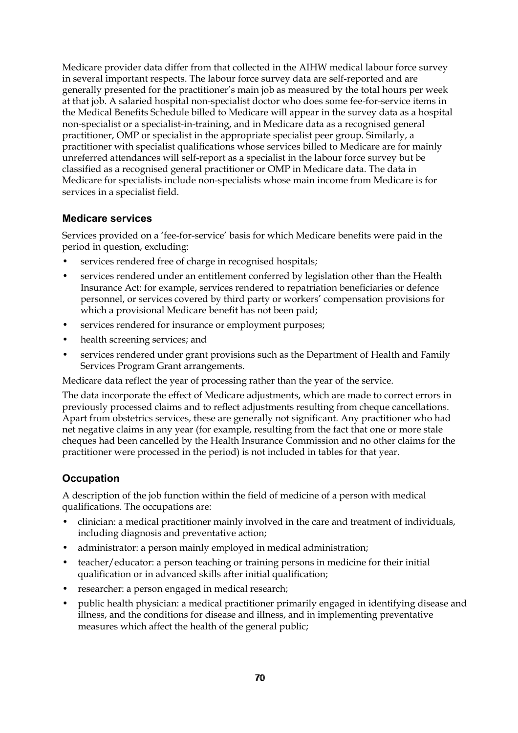Medicare provider data differ from that collected in the AIHW medical labour force survey in several important respects. The labour force survey data are self-reported and are generally presented for the practitioner's main job as measured by the total hours per week at that job. A salaried hospital non-specialist doctor who does some fee-for-service items in the Medical Benefits Schedule billed to Medicare will appear in the survey data as a hospital non-specialist or a specialist-in-training, and in Medicare data as a recognised general practitioner, OMP or specialist in the appropriate specialist peer group. Similarly, a practitioner with specialist qualifications whose services billed to Medicare are for mainly unreferred attendances will self-report as a specialist in the labour force survey but be classified as a recognised general practitioner or OMP in Medicare data. The data in Medicare for specialists include non-specialists whose main income from Medicare is for services in a specialist field.

### Medicare services

Services provided on a 'fee-for-service' basis for which Medicare benefits were paid in the period in question, excluding:

- services rendered free of charge in recognised hospitals;
- services rendered under an entitlement conferred by legislation other than the Health Insurance Act: for example, services rendered to repatriation beneficiaries or defence personnel, or services covered by third party or workers' compensation provisions for which a provisional Medicare benefit has not been paid;
- services rendered for insurance or employment purposes;
- health screening services; and
- services rendered under grant provisions such as the Department of Health and Family Services Program Grant arrangements.

Medicare data reflect the year of processing rather than the year of the service.

The data incorporate the effect of Medicare adjustments, which are made to correct errors in previously processed claims and to reflect adjustments resulting from cheque cancellations. Apart from obstetrics services, these are generally not significant. Any practitioner who had net negative claims in any year (for example, resulting from the fact that one or more stale cheques had been cancelled by the Health Insurance Commission and no other claims for the practitioner were processed in the period) is not included in tables for that year.

### Occupation

A description of the job function within the field of medicine of a person with medical qualifications. The occupations are:

- clinician: a medical practitioner mainly involved in the care and treatment of individuals, including diagnosis and preventative action;
- administrator: a person mainly employed in medical administration;
- teacher/educator: a person teaching or training persons in medicine for their initial qualification or in advanced skills after initial qualification;
- researcher: a person engaged in medical research;
- public health physician: a medical practitioner primarily engaged in identifying disease and illness, and the conditions for disease and illness, and in implementing preventative measures which affect the health of the general public;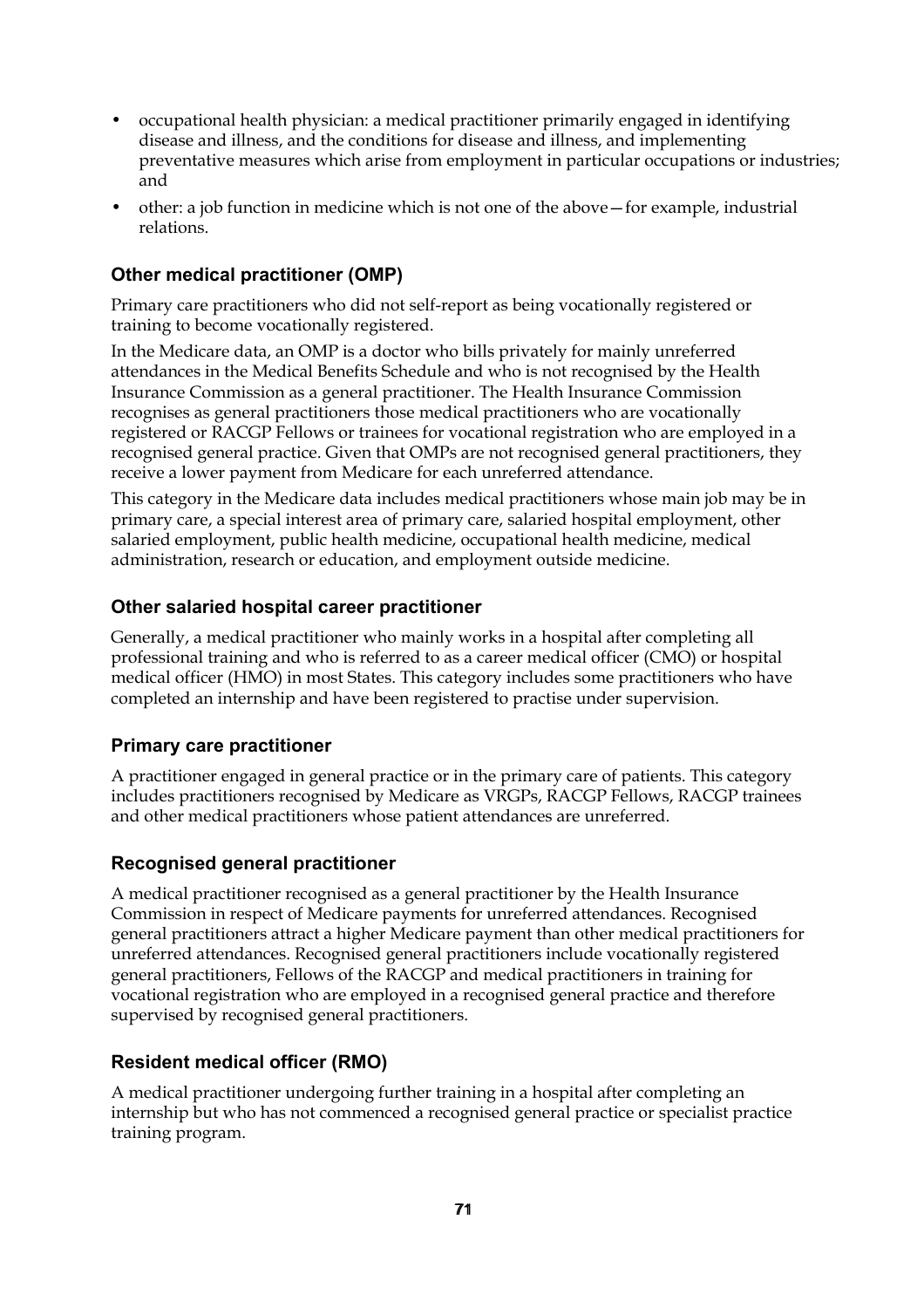- occupational health physician: a medical practitioner primarily engaged in identifying disease and illness, and the conditions for disease and illness, and implementing preventative measures which arise from employment in particular occupations or industries; and
- other: a job function in medicine which is not one of the above—for example, industrial relations.

### Other medical practitioner (OMP)

Primary care practitioners who did not self-report as being vocationally registered or training to become vocationally registered.

In the Medicare data, an OMP is a doctor who bills privately for mainly unreferred attendances in the Medical Benefits Schedule and who is not recognised by the Health Insurance Commission as a general practitioner. The Health Insurance Commission recognises as general practitioners those medical practitioners who are vocationally registered or RACGP Fellows or trainees for vocational registration who are employed in a recognised general practice. Given that OMPs are not recognised general practitioners, they receive a lower payment from Medicare for each unreferred attendance.

This category in the Medicare data includes medical practitioners whose main job may be in primary care, a special interest area of primary care, salaried hospital employment, other salaried employment, public health medicine, occupational health medicine, medical administration, research or education, and employment outside medicine.

### Other salaried hospital career practitioner

Generally, a medical practitioner who mainly works in a hospital after completing all professional training and who is referred to as a career medical officer (CMO) or hospital medical officer (HMO) in most States. This category includes some practitioners who have completed an internship and have been registered to practise under supervision.

### Primary care practitioner

A practitioner engaged in general practice or in the primary care of patients. This category includes practitioners recognised by Medicare as VRGPs, RACGP Fellows, RACGP trainees and other medical practitioners whose patient attendances are unreferred.

### Recognised general practitioner

A medical practitioner recognised as a general practitioner by the Health Insurance Commission in respect of Medicare payments for unreferred attendances. Recognised general practitioners attract a higher Medicare payment than other medical practitioners for unreferred attendances. Recognised general practitioners include vocationally registered general practitioners, Fellows of the RACGP and medical practitioners in training for vocational registration who are employed in a recognised general practice and therefore supervised by recognised general practitioners.

### Resident medical officer (RMO)

A medical practitioner undergoing further training in a hospital after completing an internship but who has not commenced a recognised general practice or specialist practice training program.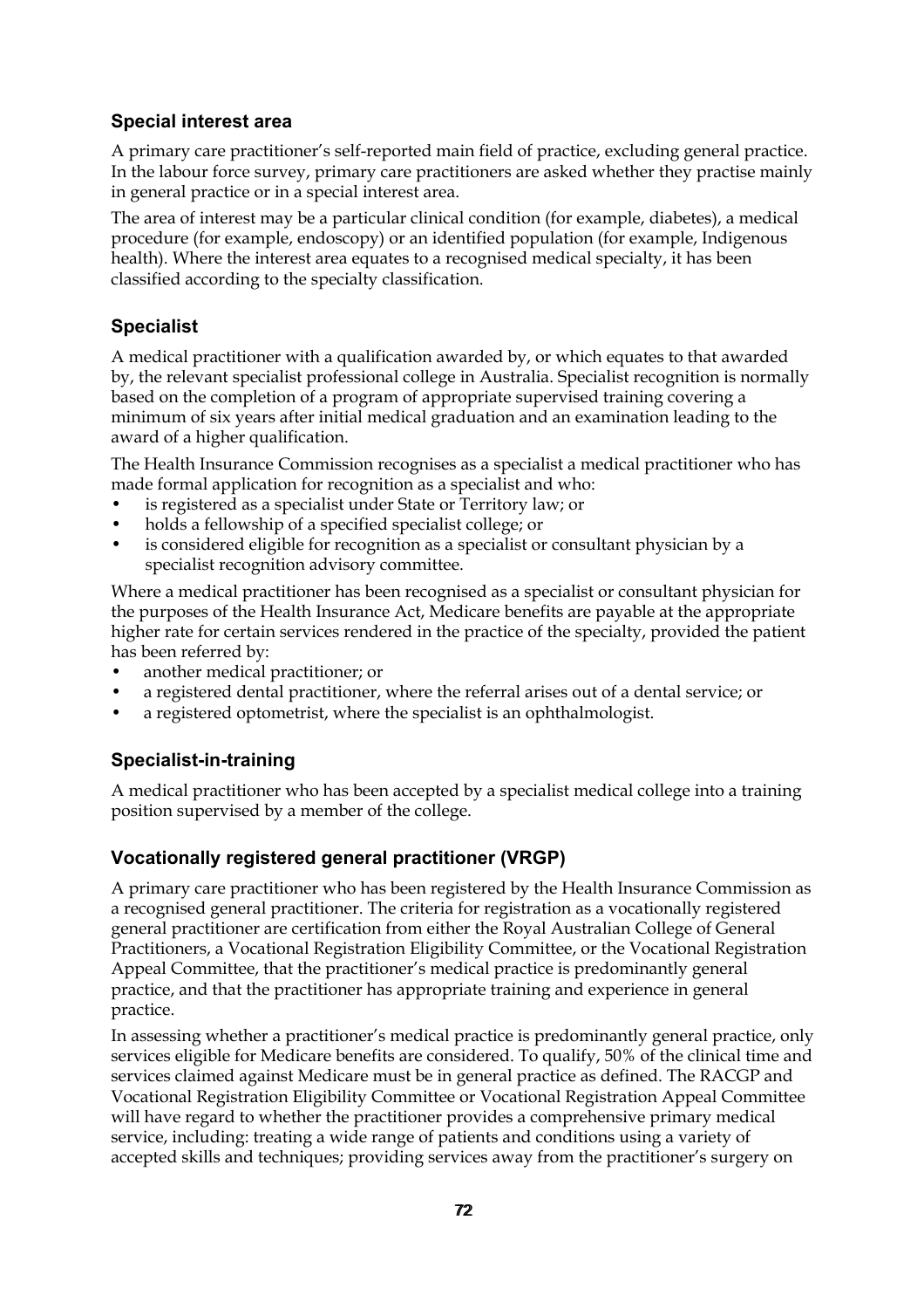### Special interest area

A primary care practitioner's self-reported main field of practice, excluding general practice. In the labour force survey, primary care practitioners are asked whether they practise mainly in general practice or in a special interest area.

The area of interest may be a particular clinical condition (for example, diabetes), a medical procedure (for example, endoscopy) or an identified population (for example, Indigenous health). Where the interest area equates to a recognised medical specialty, it has been classified according to the specialty classification.

### Specialist

A medical practitioner with a qualification awarded by, or which equates to that awarded by, the relevant specialist professional college in Australia. Specialist recognition is normally based on the completion of a program of appropriate supervised training covering a minimum of six years after initial medical graduation and an examination leading to the award of a higher qualification.

The Health Insurance Commission recognises as a specialist a medical practitioner who has made formal application for recognition as a specialist and who:

- is registered as a specialist under State or Territory law; or
- holds a fellowship of a specified specialist college; or
- is considered eligible for recognition as a specialist or consultant physician by a specialist recognition advisory committee.

Where a medical practitioner has been recognised as a specialist or consultant physician for the purposes of the Health Insurance Act, Medicare benefits are payable at the appropriate higher rate for certain services rendered in the practice of the specialty, provided the patient has been referred by:

- another medical practitioner; or
- a registered dental practitioner, where the referral arises out of a dental service; or
- a registered optometrist, where the specialist is an ophthalmologist.

### Specialist-in-training

A medical practitioner who has been accepted by a specialist medical college into a training position supervised by a member of the college.

### Vocationally registered general practitioner (VRGP)

A primary care practitioner who has been registered by the Health Insurance Commission as a recognised general practitioner. The criteria for registration as a vocationally registered general practitioner are certification from either the Royal Australian College of General Practitioners, a Vocational Registration Eligibility Committee, or the Vocational Registration Appeal Committee, that the practitioner's medical practice is predominantly general practice, and that the practitioner has appropriate training and experience in general practice.

In assessing whether a practitioner's medical practice is predominantly general practice, only services eligible for Medicare benefits are considered. To qualify, 50% of the clinical time and services claimed against Medicare must be in general practice as defined. The RACGP and Vocational Registration Eligibility Committee or Vocational Registration Appeal Committee will have regard to whether the practitioner provides a comprehensive primary medical service, including: treating a wide range of patients and conditions using a variety of accepted skills and techniques; providing services away from the practitioner's surgery on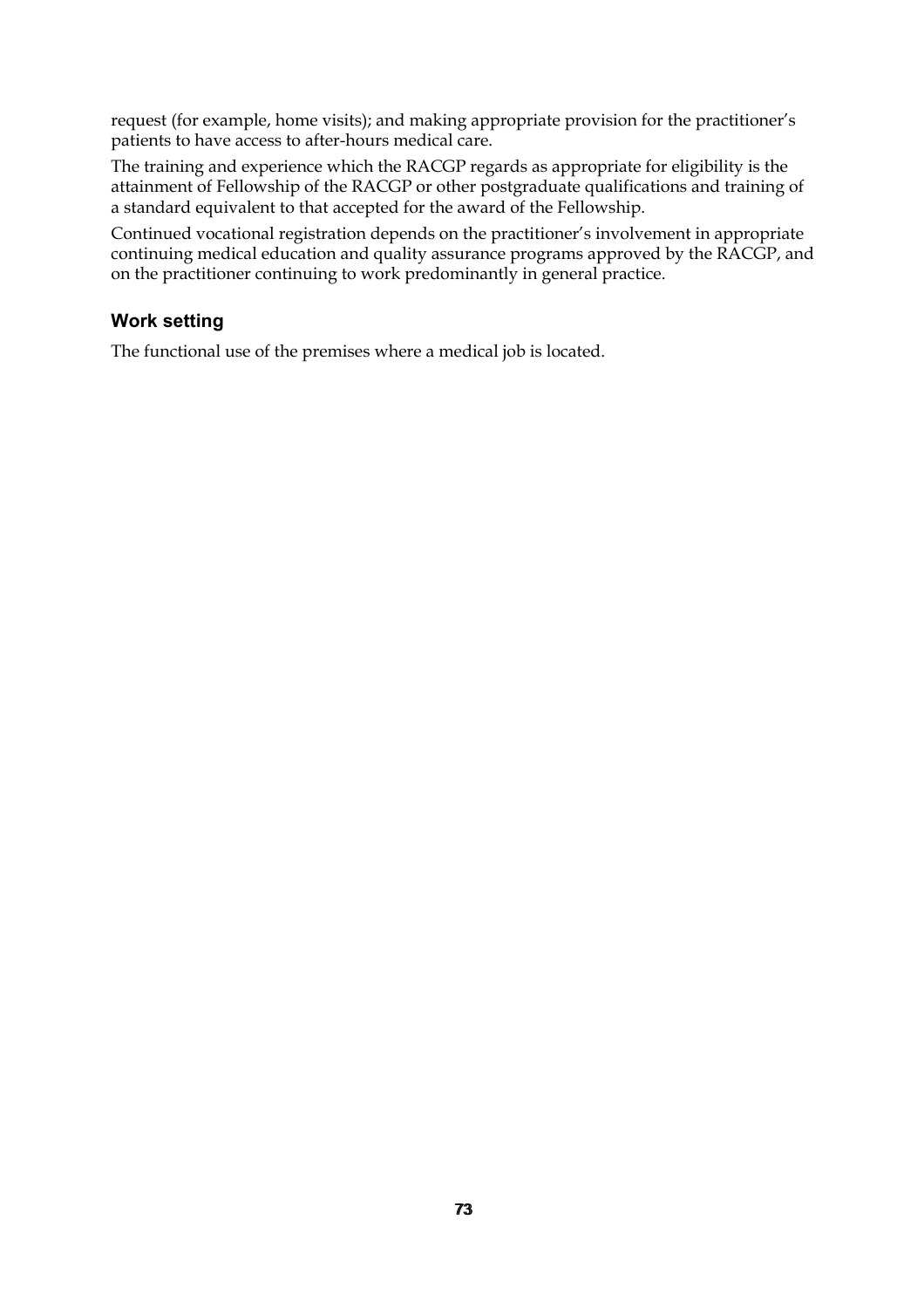request (for example, home visits); and making appropriate provision for the practitioner's patients to have access to after-hours medical care.

The training and experience which the RACGP regards as appropriate for eligibility is the attainment of Fellowship of the RACGP or other postgraduate qualifications and training of a standard equivalent to that accepted for the award of the Fellowship.

Continued vocational registration depends on the practitioner's involvement in appropriate continuing medical education and quality assurance programs approved by the RACGP, and on the practitioner continuing to work predominantly in general practice.

### Work setting

The functional use of the premises where a medical job is located.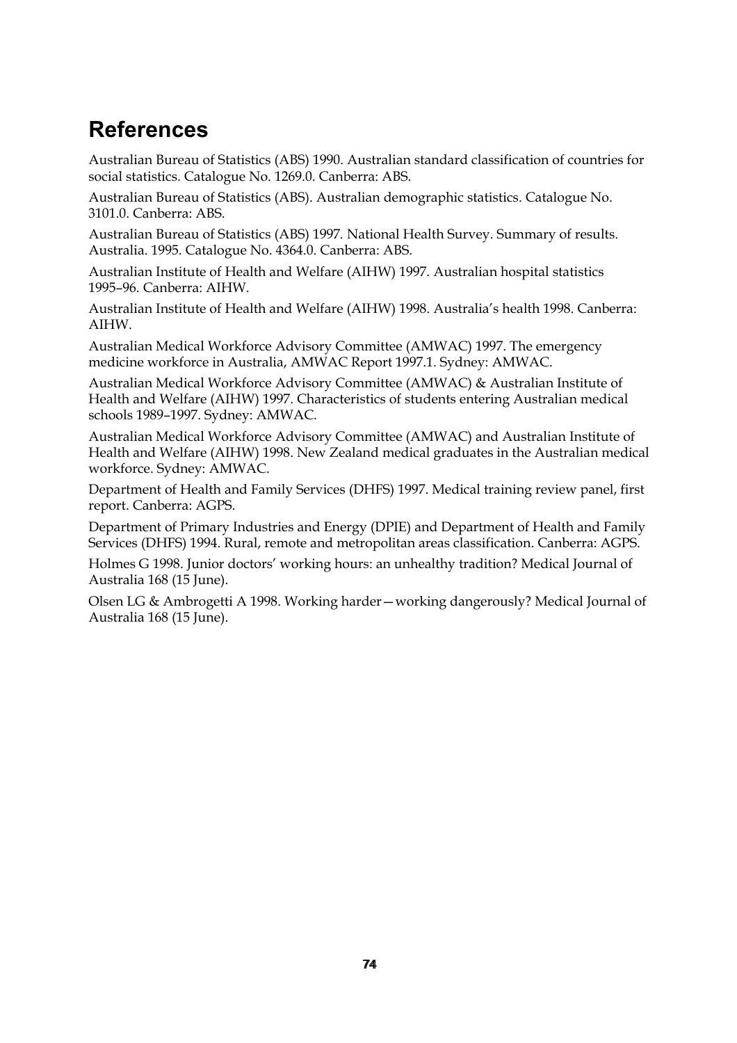# References

Australian Bureau of Statistics (ABS) 1990. Australian standard classification of countries for social statistics. Catalogue No. 1269.0. Canberra: ABS.

Australian Bureau of Statistics (ABS). Australian demographic statistics. Catalogue No. 3101.0. Canberra: ABS.

Australian Bureau of Statistics (ABS) 1997. National Health Survey. Summary of results. Australia. 1995. Catalogue No. 4364.0. Canberra: ABS.

Australian Institute of Health and Welfare (AIHW) 1997. Australian hospital statistics 1995–96. Canberra: AIHW.

Australian Institute of Health and Welfare (AIHW) 1998. Australia's health 1998. Canberra: AIHW.

Australian Medical Workforce Advisory Committee (AMWAC) 1997. The emergency medicine workforce in Australia, AMWAC Report 1997.1. Sydney: AMWAC.

Australian Medical Workforce Advisory Committee (AMWAC) & Australian Institute of Health and Welfare (AIHW) 1997. Characteristics of students entering Australian medical schools 1989–1997. Sydney: AMWAC.

Australian Medical Workforce Advisory Committee (AMWAC) and Australian Institute of Health and Welfare (AIHW) 1998. New Zealand medical graduates in the Australian medical workforce. Sydney: AMWAC.

Department of Health and Family Services (DHFS) 1997. Medical training review panel, first report. Canberra: AGPS.

Department of Primary Industries and Energy (DPIE) and Department of Health and Family Services (DHFS) 1994. Rural, remote and metropolitan areas classification. Canberra: AGPS.

Holmes G 1998. Junior doctors' working hours: an unhealthy tradition? Medical Journal of Australia 168 (15 June).

Olsen LG & Ambrogetti A 1998. Working harder—working dangerously? Medical Journal of Australia 168 (15 June).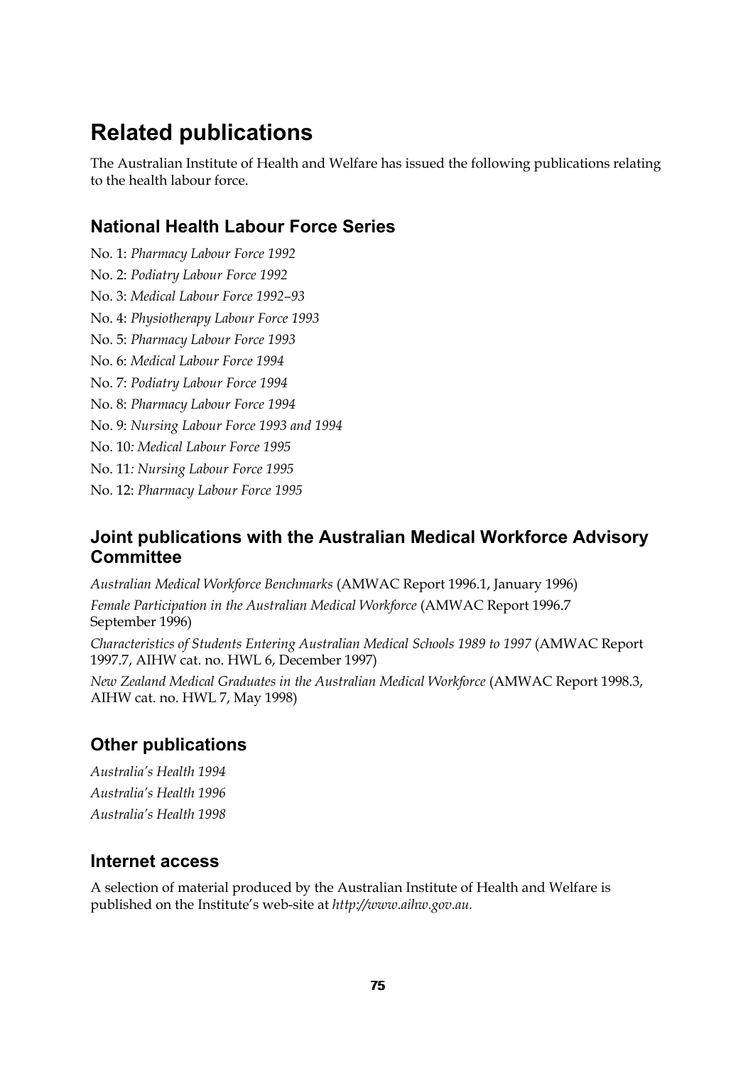# Related publications

The Australian Institute of Health and Welfare has issued the following publications relating to the health labour force.

## National Health Labour Force Series

No. 1: *Pharmacy Labour Force 1992*

No. 2: *Podiatry Labour Force 1992*

No. 3: *Medical Labour Force 1992–93*

No. 4: *Physiotherapy Labour Force 1993*

No. 5: *Pharmacy Labour Force 1993*

No. 6: *Medical Labour Force 1994*

No. 7: *Podiatry Labour Force 1994*

No. 8: *Pharmacy Labour Force 1994*

No. 9: *Nursing Labour Force 1993 and 1994*

No. 10: *Medical Labour Force 1995*

No. 11: *Nursing Labour Force 1995*

No. 12: *Pharmacy Labour Force 1995*

## Joint publications with the Australian Medical Workforce Advisory Committee

*Australian Medical Workforce Benchmarks* (AMWAC Report 1996.1, January 1996)

*Female Participation in the Australian Medical Workforce* (AMWAC Report 1996.7 September 1996)

*Characteristics of Students Entering Australian Medical Schools 1989 to 1997* (AMWAC Report 1997.7, AIHW cat. no. HWL 6, December 1997)

*New Zealand Medical Graduates in the Australian Medical Workforce* (AMWAC Report 1998.3, AIHW cat. no. HWL 7, May 1998)

## Other publications

*Australia's Health 1994*

*Australia's Health 1996*

*Australia's Health 1998*

## Internet access

A selection of material produced by the Australian Institute of Health and Welfare is published on the Institute's web-site at *http://www.aihw.gov.au.*